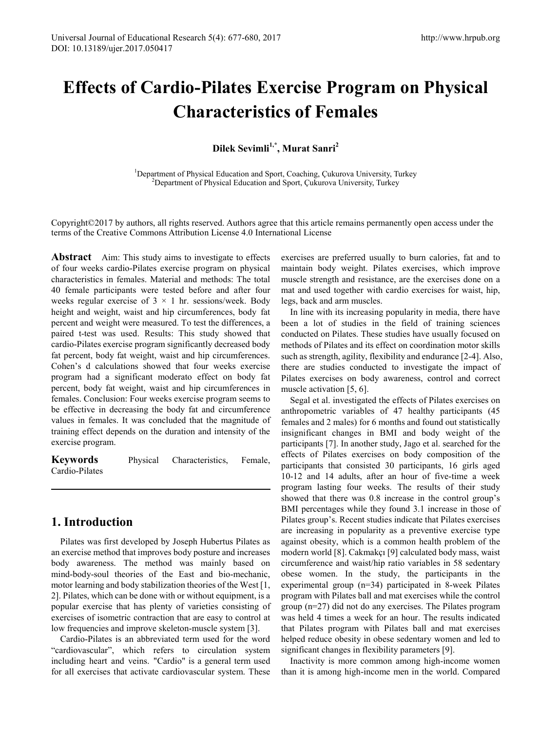# Effects of Cardio-Pilates Exercise Program on Physical Characteristics of Females

**Dilek Sevimli[1,*], Murat Sanri[2]**

[1]Department of Physical Education and Sport, Coaching, Çukurova University, Turkey
[2]Department of Physical Education and Sport, Çukurova University, Turkey

Copyright©2017 by authors, all rights reserved. Authors agree that this article remains permanently open access under the terms of the Creative Commons Attribution License 4.0 International License

**Abstract** Aim: This study aims to investigate to effects of four weeks cardio-Pilates exercise program on physical characteristics in females. Material and methods: The total 40 female participants were tested before and after four weeks regular exercise of 3 × 1 hr. sessions/week. Body height and weight, waist and hip circumferences, body fat percent and weight were measured. To test the differences, a paired t-test was used. Results: This study showed that cardio-Pilates exercise program significantly decreased body fat percent, body fat weight, waist and hip circumferences. Cohen's d calculations showed that four weeks exercise program had a significant moderato effect on body fat percent, body fat weight, waist and hip circumferences in females. Conclusion: Four weeks exercise program seems to be effective in decreasing the body fat and circumference values in females. It was concluded that the magnitude of training effect depends on the duration and intensity of the exercise program.

**Keywords** Physical Characteristics, Female, Cardio-Pilates

## 1. Introduction

Pilates was first developed by Joseph Hubertus Pilates as an exercise method that improves body posture and increases body awareness. The method was mainly based on mind-body-soul theories of the East and bio-mechanic, motor learning and body stabilization theories of the West [1, 2]. Pilates, which can be done with or without equipment, is a popular exercise that has plenty of varieties consisting of exercises of isometric contraction that are easy to control at low frequencies and improve skeleton-muscle system [3].

Cardio-Pilates is an abbreviated term used for the word "cardiovascular", which refers to circulation system including heart and veins. "Cardio" is a general term used for all exercises that activate cardiovascular system. These exercises are preferred usually to burn calories, fat and to maintain body weight. Pilates exercises, which improve muscle strength and resistance, are the exercises done on a mat and used together with cardio exercises for waist, hip, legs, back and arm muscles.

In line with its increasing popularity in media, there have been a lot of studies in the field of training sciences conducted on Pilates. These studies have usually focused on methods of Pilates and its effect on coordination motor skills such as strength, agility, flexibility and endurance [2-4]. Also, there are studies conducted to investigate the impact of Pilates exercises on body awareness, control and correct muscle activation [5, 6].

Segal et al. investigated the effects of Pilates exercises on anthropometric variables of 47 healthy participants (45 females and 2 males) for 6 months and found out statistically insignificant changes in BMI and body weight of the participants [7]. In another study, Jago et al. searched for the effects of Pilates exercises on body composition of the participants that consisted 30 participants, 16 girls aged 10-12 and 14 adults, after an hour of five-time a week program lasting four weeks. The results of their study showed that there was 0.8 increase in the control group's BMI percentages while they found 3.1 increase in those of Pilates group's. Recent studies indicate that Pilates exercises are increasing in popularity as a preventive exercise type against obesity, which is a common health problem of the modern world [8]. Cakmakçı [9] calculated body mass, waist circumference and waist/hip ratio variables in 58 sedentary obese women. In the study, the participants in the experimental group (n=34) participated in 8-week Pilates program with Pilates ball and mat exercises while the control group (n=27) did not do any exercises. The Pilates program was held 4 times a week for an hour. The results indicated that Pilates program with Pilates ball and mat exercises helped reduce obesity in obese sedentary women and led to significant changes in flexibility parameters [9].

Inactivity is more common among high-income women than it is among high-income men in the world. Compared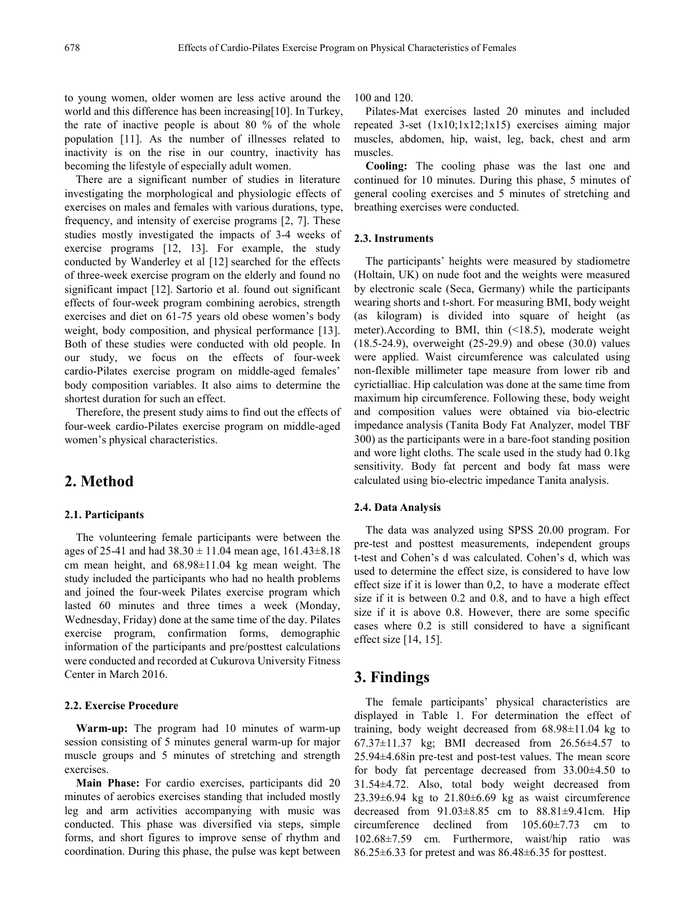to young women, older women are less active around the world and this difference has been increasing[10]. In Turkey, the rate of inactive people is about 80 % of the whole population [11]. As the number of illnesses related to inactivity is on the rise in our country, inactivity has becoming the lifestyle of especially adult women.

There are a significant number of studies in literature investigating the morphological and physiologic effects of exercises on males and females with various durations, type, frequency, and intensity of exercise programs [2, 7]. These studies mostly investigated the impacts of 3-4 weeks of exercise programs [12, 13]. For example, the study conducted by Wanderley et al [12] searched for the effects of three-week exercise program on the elderly and found no significant impact [12]. Sartorio et al. found out significant effects of four-week program combining aerobics, strength exercises and diet on 61-75 years old obese women's body weight, body composition, and physical performance [13]. Both of these studies were conducted with old people. In our study, we focus on the effects of four-week cardio-Pilates exercise program on middle-aged females' body composition variables. It also aims to determine the shortest duration for such an effect.

Therefore, the present study aims to find out the effects of four-week cardio-Pilates exercise program on middle-aged women's physical characteristics.

# 2. Method

### 2.1. Participants

The volunteering female participants were between the ages of 25-41 and had 38.30 ± 11.04 mean age, 161.43±8.18 cm mean height, and 68.98±11.04 kg mean weight. The study included the participants who had no health problems and joined the four-week Pilates exercise program which lasted 60 minutes and three times a week (Monday, Wednesday, Friday) done at the same time of the day. Pilates exercise program, confirmation forms, demographic information of the participants and pre/posttest calculations were conducted and recorded at Cukurova University Fitness Center in March 2016.

### 2.2. Exercise Procedure

**Warm-up:** The program had 10 minutes of warm-up session consisting of 5 minutes general warm-up for major muscle groups and 5 minutes of stretching and strength exercises.

**Main Phase:** For cardio exercises, participants did 20 minutes of aerobics exercises standing that included mostly leg and arm activities accompanying with music was conducted. This phase was diversified via steps, simple forms, and short figures to improve sense of rhythm and coordination. During this phase, the pulse was kept between 100 and 120.

Pilates-Mat exercises lasted 20 minutes and included repeated 3-set (1x10;1x12;1x15) exercises aiming major muscles, abdomen, hip, waist, leg, back, chest and arm muscles.

**Cooling:** The cooling phase was the last one and continued for 10 minutes. During this phase, 5 minutes of general cooling exercises and 5 minutes of stretching and breathing exercises were conducted.

### 2.3. Instruments

The participants' heights were measured by stadiometre (Holtain, UK) on nude foot and the weights were measured by electronic scale (Seca, Germany) while the participants wearing shorts and t-short. For measuring BMI, body weight (as kilogram) is divided into square of height (as meter).According to BMI, thin (<18.5), moderate weight (18.5-24.9), overweight (25-29.9) and obese (30.0) values were applied. Waist circumference was calculated using non-flexible millimeter tape measure from lower rib and cyrictialliac. Hip calculation was done at the same time from maximum hip circumference. Following these, body weight and composition values were obtained via bio-electric impedance analysis (Tanita Body Fat Analyzer, model TBF 300) as the participants were in a bare-foot standing position and wore light cloths. The scale used in the study had 0.1kg sensitivity. Body fat percent and body fat mass were calculated using bio-electric impedance Tanita analysis.

### 2.4. Data Analysis

The data was analyzed using SPSS 20.00 program. For pre-test and posttest measurements, independent groups t-test and Cohen's d was calculated. Cohen's d, which was used to determine the effect size, is considered to have low effect size if it is lower than 0,2, to have a moderate effect size if it is between 0.2 and 0.8, and to have a high effect size if it is above 0.8. However, there are some specific cases where 0.2 is still considered to have a significant effect size [14, 15].

# 3. Findings

The female participants' physical characteristics are displayed in Table 1. For determination the effect of training, body weight decreased from 68.98±11.04 kg to 67.37±11.37 kg; BMI decreased from 26.56±4.57 to 25.94±4.68in pre-test and post-test values. The mean score for body fat percentage decreased from 33.00±4.50 to 31.54±4.72. Also, total body weight decreased from 23.39±6.94 kg to 21.80±6.69 kg as waist circumference decreased from 91.03±8.85 cm to 88.81±9.41cm. Hip circumference declined from 105.60±7.73 cm to 102.68±7.59 cm. Furthermore, waist/hip ratio was 86.25±6.33 for pretest and was 86.48±6.35 for posttest.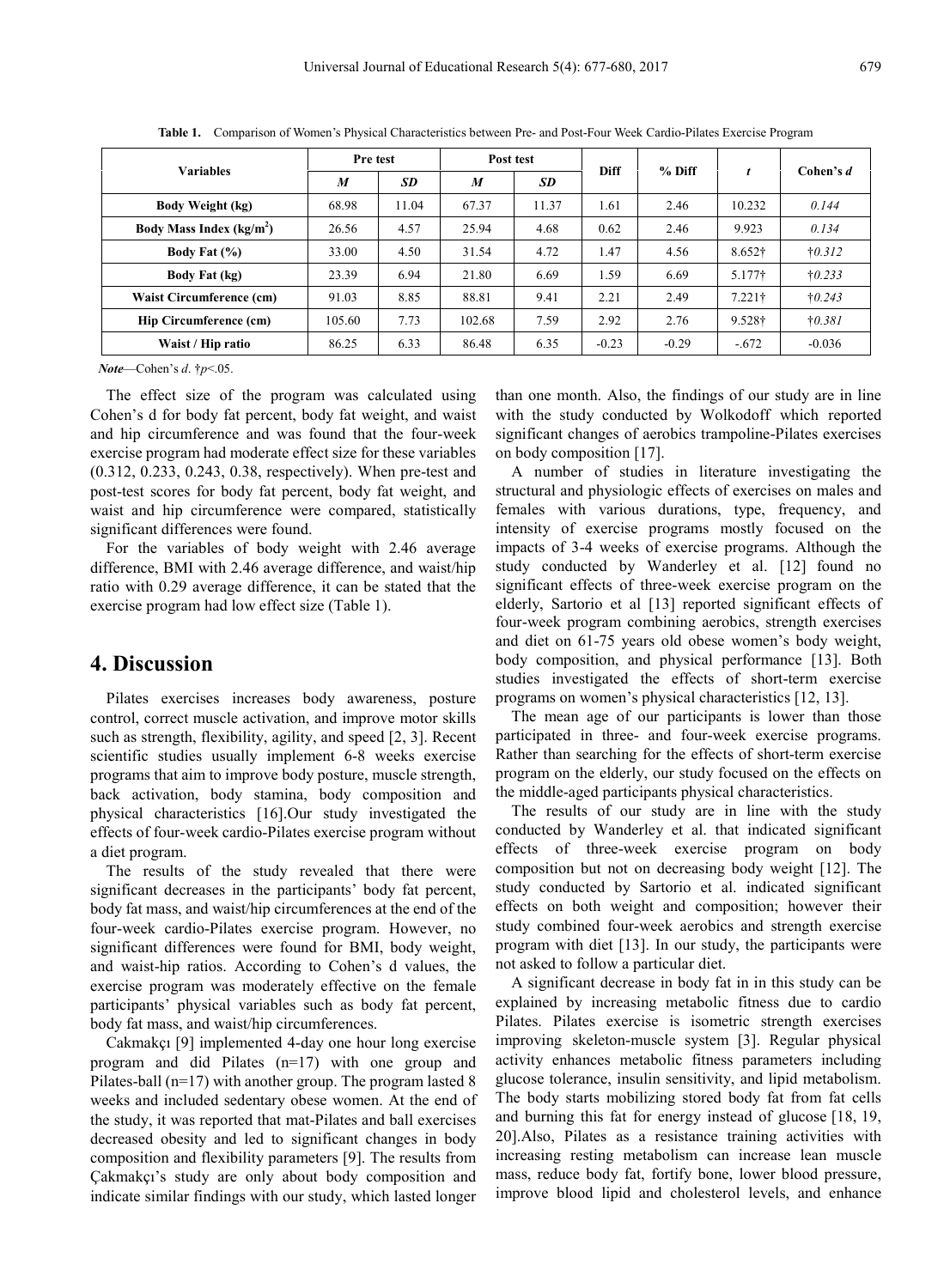**Table 1.** Comparison of Women's Physical Characteristics between Pre- and Post-Four Week Cardio-Pilates Exercise Program

| Variables | Pre test | | Post test | | Diff | % Diff | *t* | Cohen's *d* |
|---|---|---|---|---|---|---|---|---|
| | *M* | *SD* | *M* | *SD* | | | | |
| **Body Weight (kg)** | 68.98 | 11.04 | 67.37 | 11.37 | 1.61 | 2.46 | 10.232 | *0.144* |
| **Body Mass Index (kg/m$^2$)** | 26.56 | 4.57 | 25.94 | 4.68 | 0.62 | 2.46 | 9.923 | *0.134* |
| **Body Fat (%)** | 33.00 | 4.50 | 31.54 | 4.72 | 1.47 | 4.56 | 8.652† | †*0.312* |
| **Body Fat (kg)** | 23.39 | 6.94 | 21.80 | 6.69 | 1.59 | 6.69 | 5.177† | †*0.233* |
| **Waist Circumference (cm)** | 91.03 | 8.85 | 88.81 | 9.41 | 2.21 | 2.49 | 7.221† | †*0.243* |
| **Hip Circumference (cm)** | 105.60 | 7.73 | 102.68 | 7.59 | 2.92 | 2.76 | 9.528† | †*0.381* |
| **Waist / Hip ratio** | 86.25 | 6.33 | 86.48 | 6.35 | -0.23 | -0.29 | -.672 | -0.036 |

***Note***—Cohen's *d*. †$p$<.05.

The effect size of the program was calculated using Cohen's d for body fat percent, body fat weight, and waist and hip circumference and was found that the four-week exercise program had moderate effect size for these variables (0.312, 0.233, 0.243, 0.38, respectively). When pre-test and post-test scores for body fat percent, body fat weight, and waist and hip circumference were compared, statistically significant differences were found.

For the variables of body weight with 2.46 average difference, BMI with 2.46 average difference, and waist/hip ratio with 0.29 average difference, it can be stated that the exercise program had low effect size (Table 1).

## 4. Discussion

Pilates exercises increases body awareness, posture control, correct muscle activation, and improve motor skills such as strength, flexibility, agility, and speed [2, 3]. Recent scientific studies usually implement 6-8 weeks exercise programs that aim to improve body posture, muscle strength, back activation, body stamina, body composition and physical characteristics [16].Our study investigated the effects of four-week cardio-Pilates exercise program without a diet program.

The results of the study revealed that there were significant decreases in the participants' body fat percent, body fat mass, and waist/hip circumferences at the end of the four-week cardio-Pilates exercise program. However, no significant differences were found for BMI, body weight, and waist-hip ratios. According to Cohen's d values, the exercise program was moderately effective on the female participants' physical variables such as body fat percent, body fat mass, and waist/hip circumferences.

Cakmakçı [9] implemented 4-day one hour long exercise program and did Pilates (n=17) with one group and Pilates-ball (n=17) with another group. The program lasted 8 weeks and included sedentary obese women. At the end of the study, it was reported that mat-Pilates and ball exercises decreased obesity and led to significant changes in body composition and flexibility parameters [9]. The results from Çakmakçı's study are only about body composition and indicate similar findings with our study, which lasted longer than one month. Also, the findings of our study are in line with the study conducted by Wolkodoff which reported significant changes of aerobics trampoline-Pilates exercises on body composition [17].

A number of studies in literature investigating the structural and physiologic effects of exercises on males and females with various durations, type, frequency, and intensity of exercise programs mostly focused on the impacts of 3-4 weeks of exercise programs. Although the study conducted by Wanderley et al. [12] found no significant effects of three-week exercise program on the elderly, Sartorio et al [13] reported significant effects of four-week program combining aerobics, strength exercises and diet on 61-75 years old obese women's body weight, body composition, and physical performance [13]. Both studies investigated the effects of short-term exercise programs on women's physical characteristics [12, 13].

The mean age of our participants is lower than those participated in three- and four-week exercise programs. Rather than searching for the effects of short-term exercise program on the elderly, our study focused on the effects on the middle-aged participants physical characteristics.

The results of our study are in line with the study conducted by Wanderley et al. that indicated significant effects of three-week exercise program on body composition but not on decreasing body weight [12]. The study conducted by Sartorio et al. indicated significant effects on both weight and composition; however their study combined four-week aerobics and strength exercise program with diet [13]. In our study, the participants were not asked to follow a particular diet.

A significant decrease in body fat in in this study can be explained by increasing metabolic fitness due to cardio Pilates. Pilates exercise is isometric strength exercises improving skeleton-muscle system [3]. Regular physical activity enhances metabolic fitness parameters including glucose tolerance, insulin sensitivity, and lipid metabolism. The body starts mobilizing stored body fat from fat cells and burning this fat for energy instead of glucose [18, 19, 20].Also, Pilates as a resistance training activities with increasing resting metabolism can increase lean muscle mass, reduce body fat, fortify bone, lower blood pressure, improve blood lipid and cholesterol levels, and enhance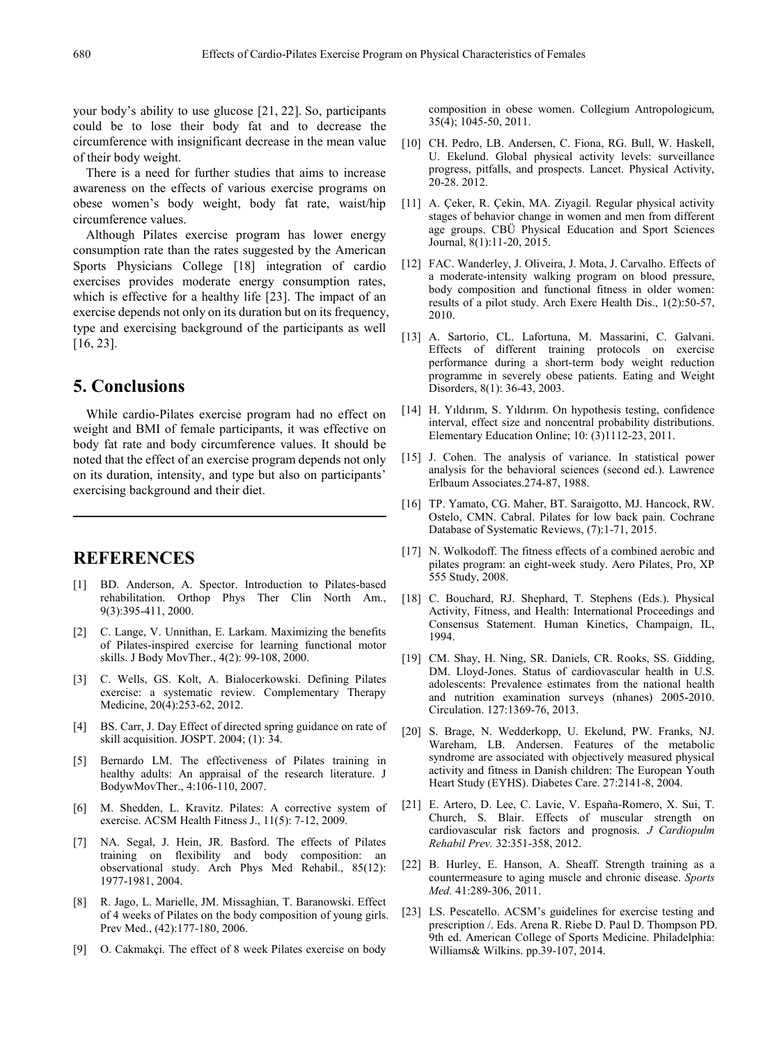your body's ability to use glucose [21, 22]. So, participants could be to lose their body fat and to decrease the circumference with insignificant decrease in the mean value of their body weight.

There is a need for further studies that aims to increase awareness on the effects of various exercise programs on obese women's body weight, body fat rate, waist/hip circumference values.

Although Pilates exercise program has lower energy consumption rate than the rates suggested by the American Sports Physicians College [18] integration of cardio exercises provides moderate energy consumption rates, which is effective for a healthy life [23]. The impact of an exercise depends not only on its duration but on its frequency, type and exercising background of the participants as well [16, 23].

## 5. Conclusions

While cardio-Pilates exercise program had no effect on weight and BMI of female participants, it was effective on body fat rate and body circumference values. It should be noted that the effect of an exercise program depends not only on its duration, intensity, and type but also on participants' exercising background and their diet.

## REFERENCES

[1] BD. Anderson, A. Spector. Introduction to Pilates-based rehabilitation. Orthop Phys Ther Clin North Am., 9(3):395-411, 2000.

[2] C. Lange, V. Unnithan, E. Larkam. Maximizing the benefits of Pilates-inspired exercise for learning functional motor skills. J Body MovTher., 4(2): 99-108, 2000.

[3] C. Wells, GS. Kolt, A. Bialocerkowski. Defining Pilates exercise: a systematic review. Complementary Therapy Medicine, 20(4):253-62, 2012.

[4] BS. Carr, J. Day Effect of directed spring guidance on rate of skill acquisition. JOSPT. 2004; (1): 34.

[5] Bernardo LM. The effectiveness of Pilates training in healthy adults: An appraisal of the research literature. J BodywMovTher., 4:106-110, 2007.

[6] M. Shedden, L. Kravitz. Pilates: A corrective system of exercise. ACSM Health Fitness J., 11(5): 7-12, 2009.

[7] NA. Segal, J. Hein, JR. Basford. The effects of Pilates training on flexibility and body composition: an observational study. Arch Phys Med Rehabil., 85(12): 1977-1981, 2004.

[8] R. Jago, L. Marielle, JM. Missaghian, T. Baranowski. Effect of 4 weeks of Pilates on the body composition of young girls. Prev Med., (42):177-180, 2006.

[9] O. Cakmakçi. The effect of 8 week Pilates exercise on body composition in obese women. Collegium Antropologicum, 35(4); 1045-50, 2011.

[10] CH. Pedro, LB. Andersen, C. Fiona, RG. Bull, W. Haskell, U. Ekelund. Global physical activity levels: surveillance progress, pitfalls, and prospects. Lancet. Physical Activity, 20-28. 2012.

[11] A. Çeker, R. Çekin, MA. Ziyagil. Regular physical activity stages of behavior change in women and men from different age groups. CBÜ Physical Education and Sport Sciences Journal, 8(1):11-20, 2015.

[12] FAC. Wanderley, J. Oliveira, J. Mota, J. Carvalho. Effects of a moderate-intensity walking program on blood pressure, body composition and functional fitness in older women: results of a pilot study. Arch Exerc Health Dis., 1(2):50-57, 2010.

[13] A. Sartorio, CL. Lafortuna, M. Massarini, C. Galvani. Effects of different training protocols on exercise performance during a short-term body weight reduction programme in severely obese patients. Eating and Weight Disorders, 8(1): 36-43, 2003.

[14] H. Yıldırım, S. Yıldırım. On hypothesis testing, confidence interval, effect size and noncentral probability distributions. Elementary Education Online; 10: (3)1112-23, 2011.

[15] J. Cohen. The analysis of variance. In statistical power analysis for the behavioral sciences (second ed.). Lawrence Erlbaum Associates.274-87, 1988.

[16] TP. Yamato, CG. Maher, BT. Saraigotto, MJ. Hancock, RW. Ostelo, CMN. Cabral. Pilates for low back pain. Cochrane Database of Systematic Reviews, (7):1-71, 2015.

[17] N. Wolkodoff. The fitness effects of a combined aerobic and pilates program: an eight-week study. Aero Pilates, Pro, XP 555 Study, 2008.

[18] C. Bouchard, RJ. Shephard, T. Stephens (Eds.). Physical Activity, Fitness, and Health: International Proceedings and Consensus Statement. Human Kinetics, Champaign, IL, 1994.

[19] CM. Shay, H. Ning, SR. Daniels, CR. Rooks, SS. Gidding, DM. Lloyd-Jones. Status of cardiovascular health in U.S. adolescents: Prevalence estimates from the national health and nutrition examination surveys (nhanes) 2005-2010. Circulation. 127:1369-76, 2013.

[20] S. Brage, N. Wedderkopp, U. Ekelund, PW. Franks, NJ. Wareham, LB. Andersen. Features of the metabolic syndrome are associated with objectively measured physical activity and fitness in Danish children: The European Youth Heart Study (EYHS). Diabetes Care. 27:2141-8, 2004.

[21] E. Artero, D. Lee, C. Lavie, V. España-Romero, X. Sui, T. Church, S. Blair. Effects of muscular strength on cardiovascular risk factors and prognosis. *J Cardiopulm Rehabil Prev.* 32:351-358, 2012.

[22] B. Hurley, E. Hanson, A. Sheaff. Strength training as a countermeasure to aging muscle and chronic disease. *Sports Med.* 41:289-306, 2011.

[23] LS. Pescatello. ACSM's guidelines for exercise testing and prescription /. Eds. Arena R. Riebe D. Paul D. Thompson PD. 9th ed. American College of Sports Medicine. Philadelphia: Williams& Wilkins. pp.39-107, 2014.